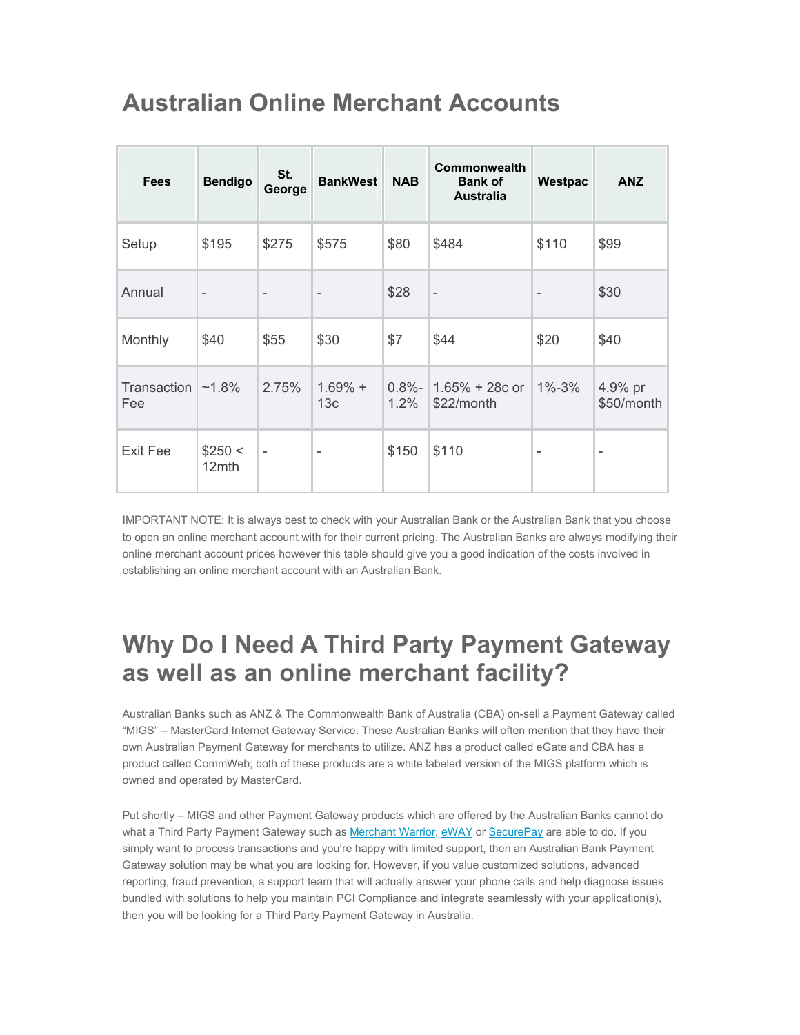# Australian Online Merchant Accounts

| Fees | Bendigo | St. George | BankWest | NAB | Commonwealth Bank of Australia | Westpac | ANZ |
|---|---|---|---|---|---|---|---|
| Setup | $195 | $275 | $575 | $80 | $484 | $110 | $99 |
| Annual | - | - | - | $28 | - | - | $30 |
| Monthly | $40 | $55 | $30 | $7 | $44 | $20 | $40 |
| Transaction Fee | ~1.8% | 2.75% | 1.69% + 13c | 0.8%-1.2% | 1.65% + 28c or $22/month | 1%-3% | 4.9% pr $50/month |
| Exit Fee | $250 < 12mth | - | - | $150 | $110 | - | - |

IMPORTANT NOTE: It is always best to check with your Australian Bank or the Australian Bank that you choose to open an online merchant account with for their current pricing. The Australian Banks are always modifying their online merchant account prices however this table should give you a good indication of the costs involved in establishing an online merchant account with an Australian Bank.

# Why Do I Need A Third Party Payment Gateway as well as an online merchant facility?

Australian Banks such as ANZ & The Commonwealth Bank of Australia (CBA) on-sell a Payment Gateway called "MIGS" – MasterCard Internet Gateway Service. These Australian Banks will often mention that they have their own Australian Payment Gateway for merchants to utilize. ANZ has a product called eGate and CBA has a product called CommWeb; both of these products are a white labeled version of the MIGS platform which is owned and operated by MasterCard.

Put shortly – MIGS and other Payment Gateway products which are offered by the Australian Banks cannot do what a Third Party Payment Gateway such as Merchant Warrior, eWAY or SecurePay are able to do. If you simply want to process transactions and you're happy with limited support, then an Australian Bank Payment Gateway solution may be what you are looking for. However, if you value customized solutions, advanced reporting, fraud prevention, a support team that will actually answer your phone calls and help diagnose issues bundled with solutions to help you maintain PCI Compliance and integrate seamlessly with your application(s), then you will be looking for a Third Party Payment Gateway in Australia.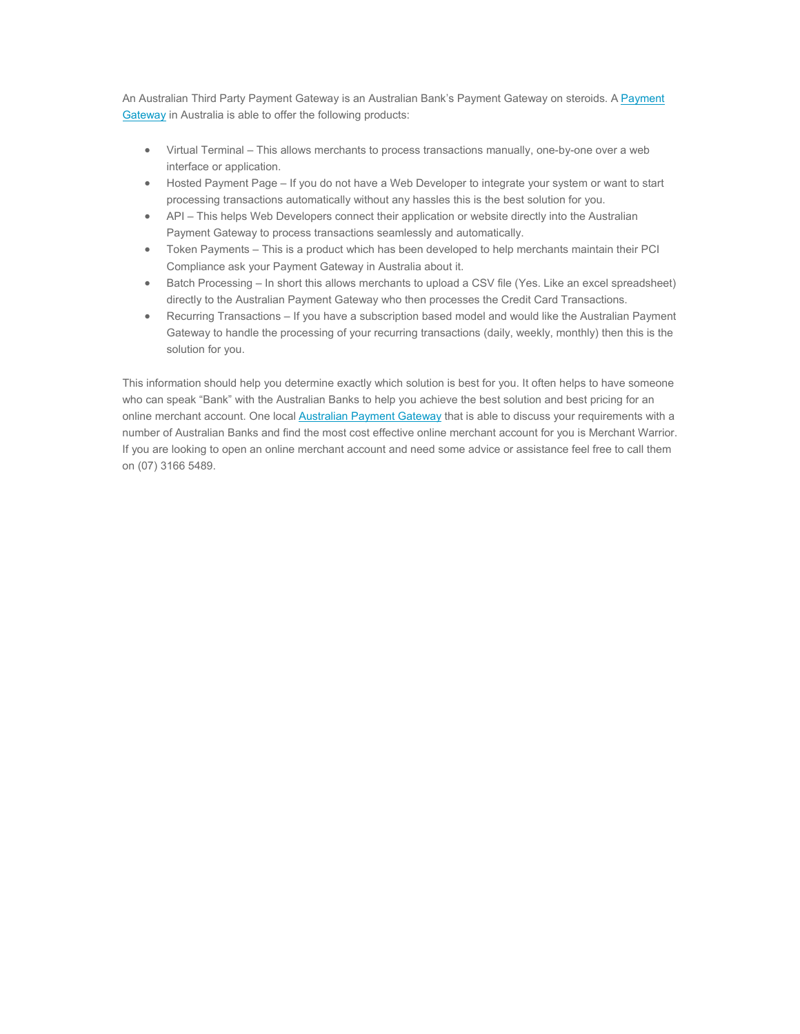An Australian Third Party Payment Gateway is an Australian Bank's Payment Gateway on steroids. A Payment Gateway in Australia is able to offer the following products:

- Virtual Terminal – This allows merchants to process transactions manually, one-by-one over a web interface or application.
- Hosted Payment Page – If you do not have a Web Developer to integrate your system or want to start processing transactions automatically without any hassles this is the best solution for you.
- API – This helps Web Developers connect their application or website directly into the Australian Payment Gateway to process transactions seamlessly and automatically.
- Token Payments – This is a product which has been developed to help merchants maintain their PCI Compliance ask your Payment Gateway in Australia about it.
- Batch Processing – In short this allows merchants to upload a CSV file (Yes. Like an excel spreadsheet) directly to the Australian Payment Gateway who then processes the Credit Card Transactions.
- Recurring Transactions – If you have a subscription based model and would like the Australian Payment Gateway to handle the processing of your recurring transactions (daily, weekly, monthly) then this is the solution for you.

This information should help you determine exactly which solution is best for you. It often helps to have someone who can speak "Bank" with the Australian Banks to help you achieve the best solution and best pricing for an online merchant account. One local Australian Payment Gateway that is able to discuss your requirements with a number of Australian Banks and find the most cost effective online merchant account for you is Merchant Warrior. If you are looking to open an online merchant account and need some advice or assistance feel free to call them on (07) 3166 5489.